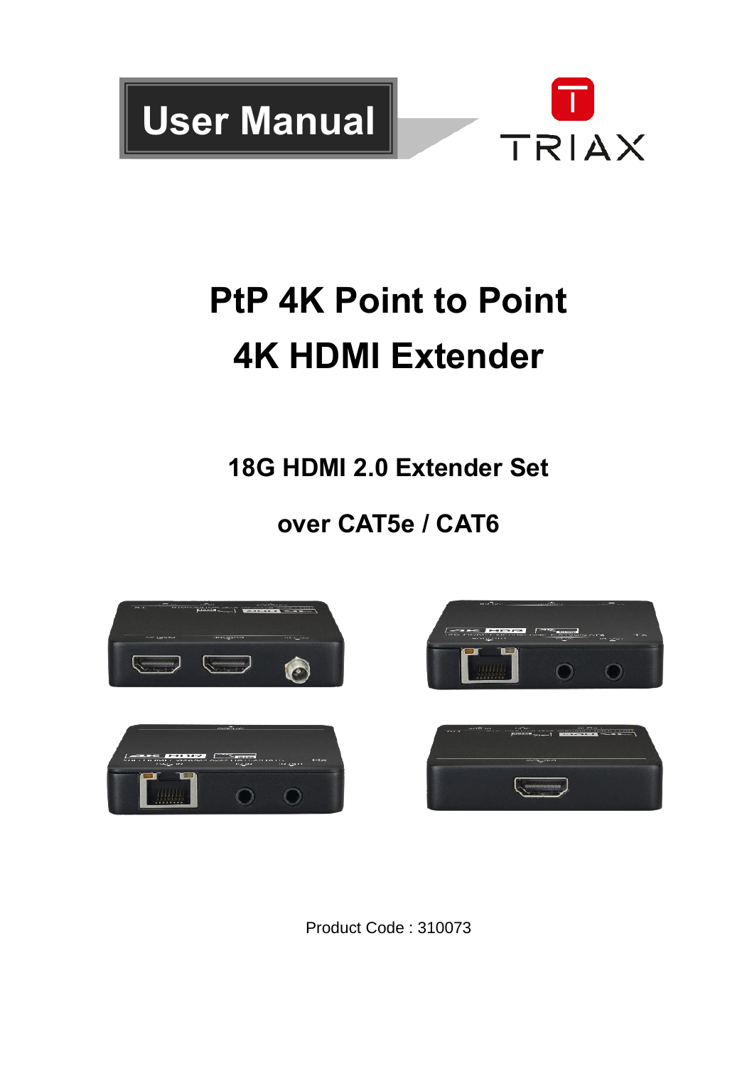User Manual

TRIAX

# PtP 4K Point to Point
# 4K HDMI Extender

## 18G HDMI 2.0 Extender Set

## over CAT5e / CAT6

Product Code : 310073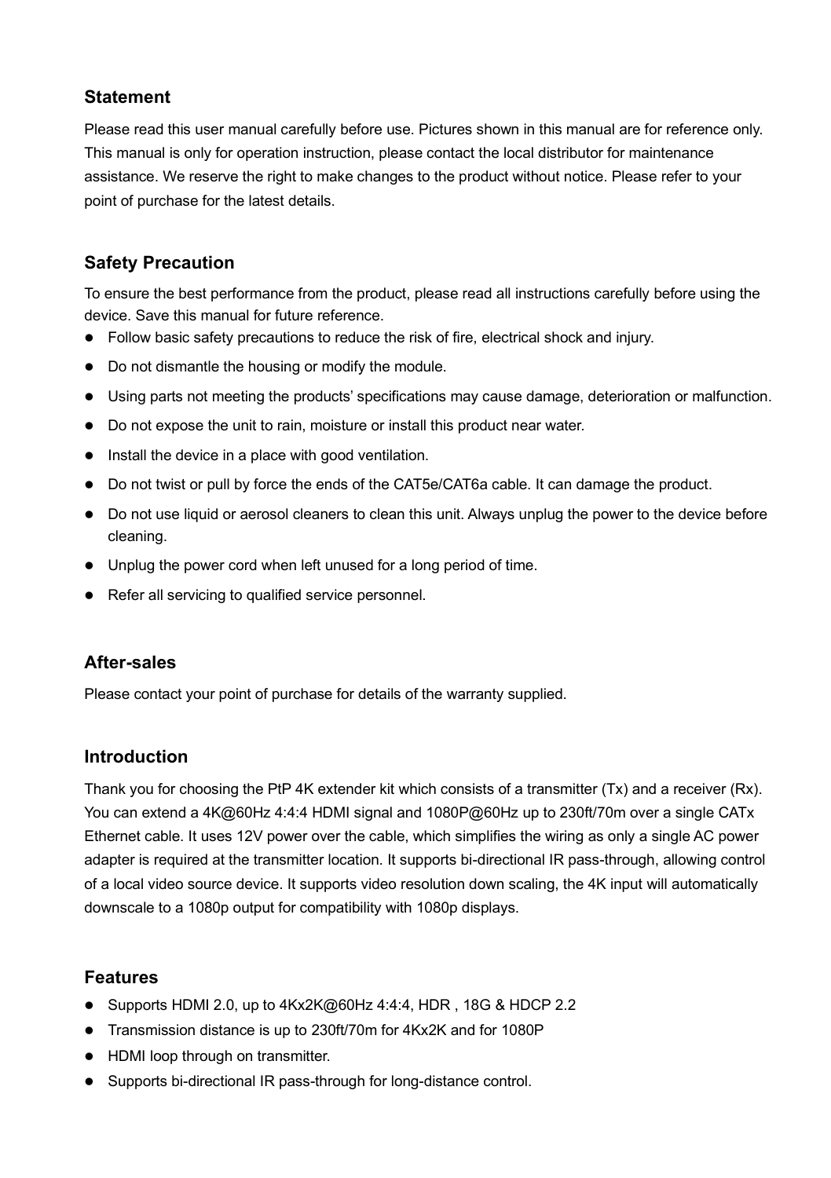## Statement

Please read this user manual carefully before use. Pictures shown in this manual are for reference only. This manual is only for operation instruction, please contact the local distributor for maintenance assistance. We reserve the right to make changes to the product without notice. Please refer to your point of purchase for the latest details.

## Safety Precaution

To ensure the best performance from the product, please read all instructions carefully before using the device. Save this manual for future reference.

- Follow basic safety precautions to reduce the risk of fire, electrical shock and injury.
- Do not dismantle the housing or modify the module.
- Using parts not meeting the products' specifications may cause damage, deterioration or malfunction.
- Do not expose the unit to rain, moisture or install this product near water.
- Install the device in a place with good ventilation.
- Do not twist or pull by force the ends of the CAT5e/CAT6a cable. It can damage the product.
- Do not use liquid or aerosol cleaners to clean this unit. Always unplug the power to the device before cleaning.
- Unplug the power cord when left unused for a long period of time.
- Refer all servicing to qualified service personnel.

## After-sales

Please contact your point of purchase for details of the warranty supplied.

## Introduction

Thank you for choosing the PtP 4K extender kit which consists of a transmitter (Tx) and a receiver (Rx). You can extend a 4K@60Hz 4:4:4 HDMI signal and 1080P@60Hz up to 230ft/70m over a single CATx Ethernet cable. It uses 12V power over the cable, which simplifies the wiring as only a single AC power adapter is required at the transmitter location. It supports bi-directional IR pass-through, allowing control of a local video source device. It supports video resolution down scaling, the 4K input will automatically downscale to a 1080p output for compatibility with 1080p displays.

## Features

- Supports HDMI 2.0, up to 4Kx2K@60Hz 4:4:4, HDR , 18G & HDCP 2.2
- Transmission distance is up to 230ft/70m for 4Kx2K and for 1080P
- HDMI loop through on transmitter.
- Supports bi-directional IR pass-through for long-distance control.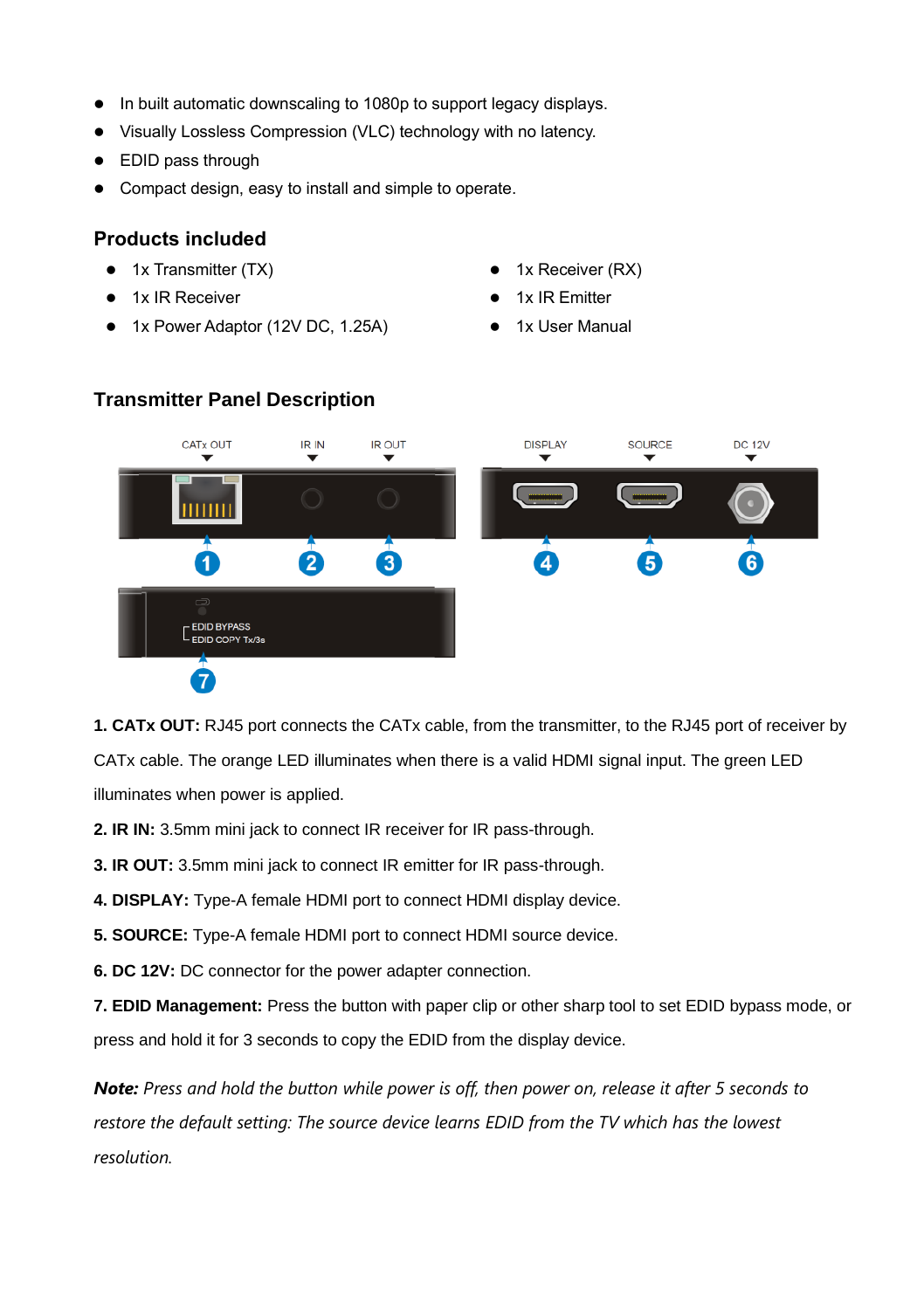- In built automatic downscaling to 1080p to support legacy displays.
- Visually Lossless Compression (VLC) technology with no latency.
- EDID pass through
- Compact design, easy to install and simple to operate.

## Products included

- 1x Transmitter (TX)
- 1x IR Receiver
- 1x Power Adaptor (12V DC, 1.25A)
- 1x Receiver (RX)
- 1x IR Emitter
- 1x User Manual

## Transmitter Panel Description

CATx OUT
IR IN
IR OUT
DISPLAY
SOURCE
DC 12V
EDID BYPASS
EDID COPY Tx/3s
1 2 3 4 5 6 7

**1. CATx OUT:** RJ45 port connects the CATx cable, from the transmitter, to the RJ45 port of receiver by CATx cable. The orange LED illuminates when there is a valid HDMI signal input. The green LED illuminates when power is applied.

**2. IR IN:** 3.5mm mini jack to connect IR receiver for IR pass-through.

**3. IR OUT:** 3.5mm mini jack to connect IR emitter for IR pass-through.

**4. DISPLAY:** Type-A female HDMI port to connect HDMI display device.

**5. SOURCE:** Type-A female HDMI port to connect HDMI source device.

**6. DC 12V:** DC connector for the power adapter connection.

**7. EDID Management:** Press the button with paper clip or other sharp tool to set EDID bypass mode, or press and hold it for 3 seconds to copy the EDID from the display device.

***Note:*** *Press and hold the button while power is off, then power on, release it after 5 seconds to restore the default setting: The source device learns EDID from the TV which has the lowest resolution.*